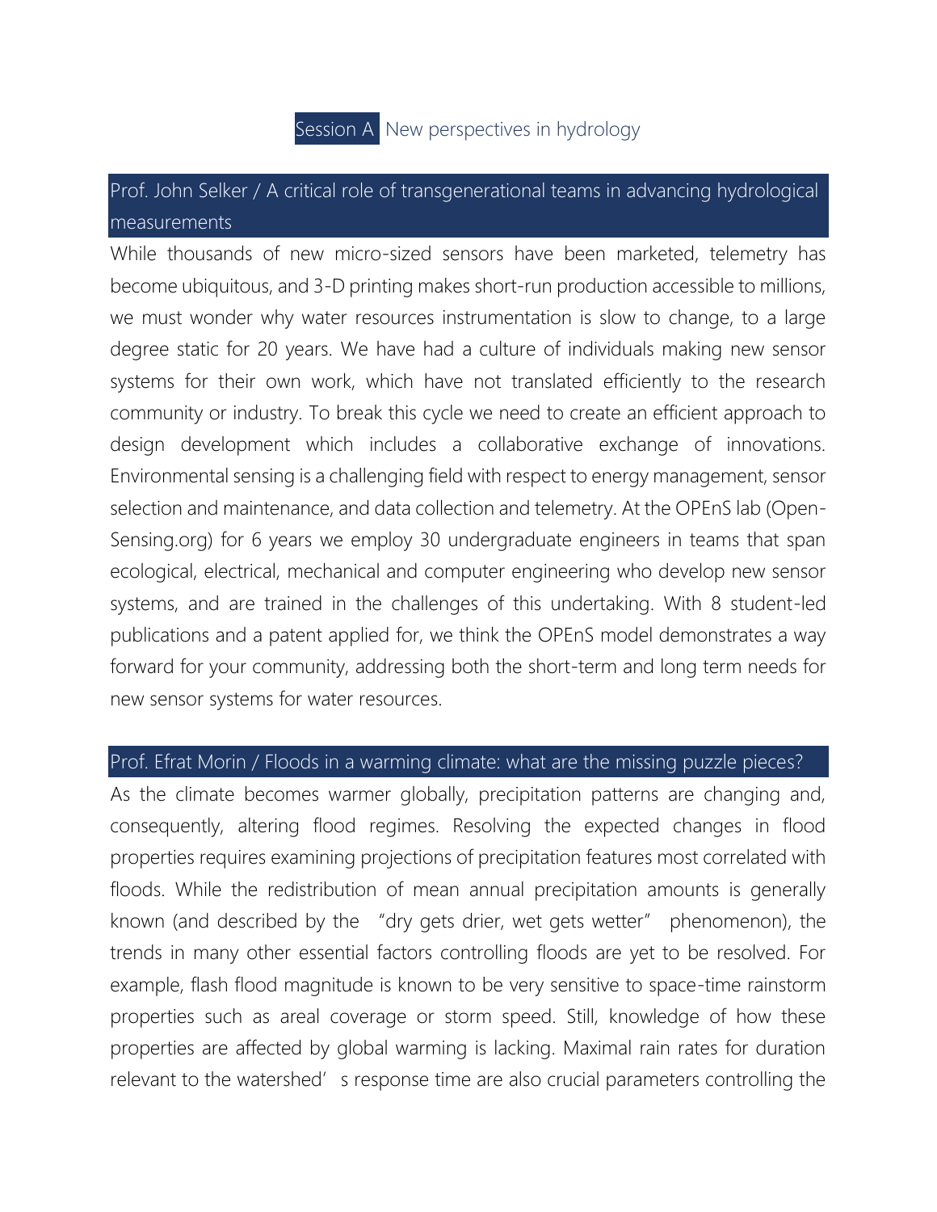# Session A New perspectives in hydrology

## Prof. John Selker / A critical role of transgenerational teams in advancing hydrological measurements

While thousands of new micro-sized sensors have been marketed, telemetry has become ubiquitous, and 3-D printing makes short-run production accessible to millions, we must wonder why water resources instrumentation is slow to change, to a large degree static for 20 years. We have had a culture of individuals making new sensor systems for their own work, which have not translated efficiently to the research community or industry. To break this cycle we need to create an efficient approach to design development which includes a collaborative exchange of innovations. Environmental sensing is a challenging field with respect to energy management, sensor selection and maintenance, and data collection and telemetry. At the OPEnS lab (Open-Sensing.org) for 6 years we employ 30 undergraduate engineers in teams that span ecological, electrical, mechanical and computer engineering who develop new sensor systems, and are trained in the challenges of this undertaking. With 8 student-led publications and a patent applied for, we think the OPEnS model demonstrates a way forward for your community, addressing both the short-term and long term needs for new sensor systems for water resources.

## Prof. Efrat Morin / Floods in a warming climate: what are the missing puzzle pieces?

As the climate becomes warmer globally, precipitation patterns are changing and, consequently, altering flood regimes. Resolving the expected changes in flood properties requires examining projections of precipitation features most correlated with floods. While the redistribution of mean annual precipitation amounts is generally known (and described by the "dry gets drier, wet gets wetter" phenomenon), the trends in many other essential factors controlling floods are yet to be resolved. For example, flash flood magnitude is known to be very sensitive to space-time rainstorm properties such as areal coverage or storm speed. Still, knowledge of how these properties are affected by global warming is lacking. Maximal rain rates for duration relevant to the watershed's response time are also crucial parameters controlling the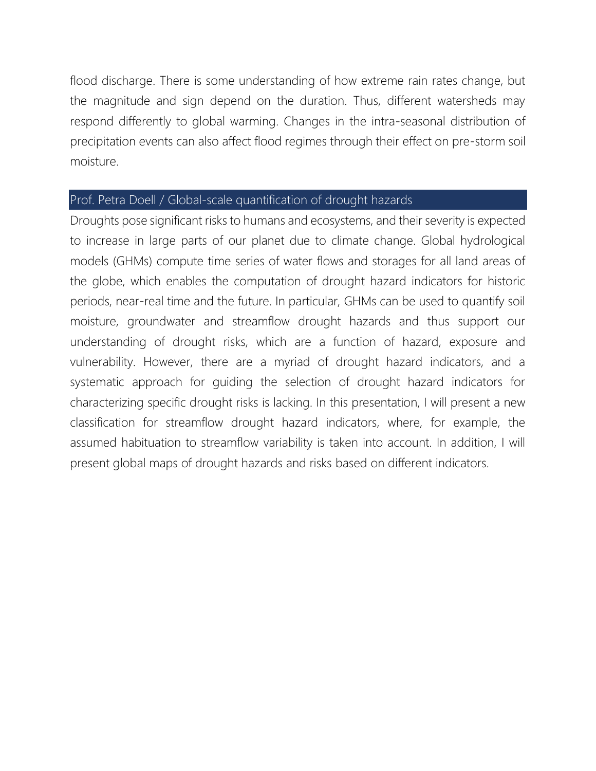flood discharge. There is some understanding of how extreme rain rates change, but the magnitude and sign depend on the duration. Thus, different watersheds may respond differently to global warming. Changes in the intra-seasonal distribution of precipitation events can also affect flood regimes through their effect on pre-storm soil moisture.

## Prof. Petra Doell / Global-scale quantification of drought hazards

Droughts pose significant risks to humans and ecosystems, and their severity is expected to increase in large parts of our planet due to climate change. Global hydrological models (GHMs) compute time series of water flows and storages for all land areas of the globe, which enables the computation of drought hazard indicators for historic periods, near-real time and the future. In particular, GHMs can be used to quantify soil moisture, groundwater and streamflow drought hazards and thus support our understanding of drought risks, which are a function of hazard, exposure and vulnerability. However, there are a myriad of drought hazard indicators, and a systematic approach for guiding the selection of drought hazard indicators for characterizing specific drought risks is lacking. In this presentation, I will present a new classification for streamflow drought hazard indicators, where, for example, the assumed habituation to streamflow variability is taken into account. In addition, I will present global maps of drought hazards and risks based on different indicators.